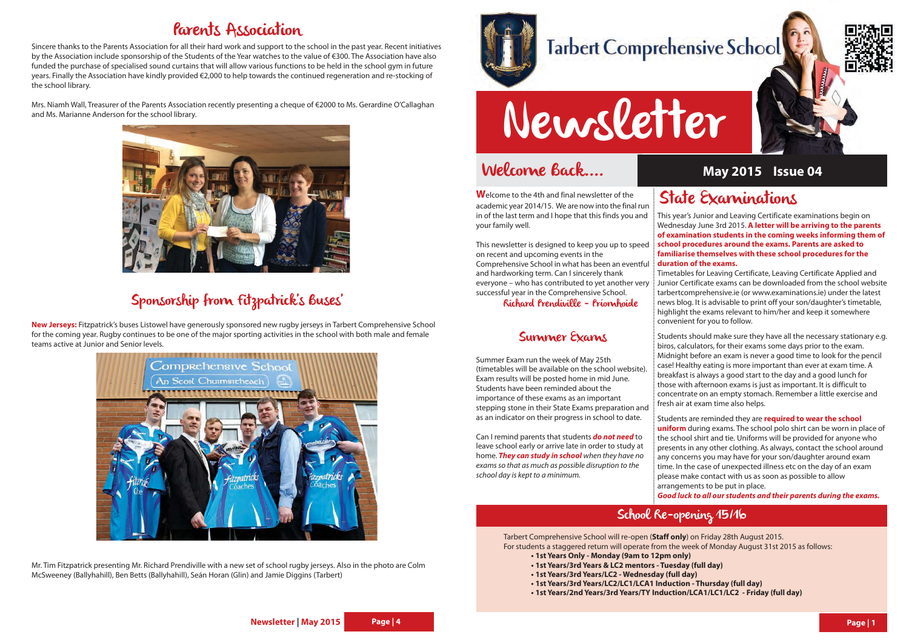## Parents Association

Sincere thanks to the Parents Association for all their hard work and support to the school in the past year. Recent initiatives by the Association include sponsorship of the Students of the Year watches to the value of €300. The Association have also funded the purchase of specialised sound curtains that will allow various functions to be held in the school gym in future years. Finally the Association have kindly provided €2,000 to help towards the continued regeneration and re-stocking of the school library.

Mrs. Niamh Wall, Treasurer of the Parents Association recently presenting a cheque of €2000 to Ms. Gerardine O'Callaghan and Ms. Marianne Anderson for the school library.

## Sponsorship from Fitzpatrick's Buses'

**New Jerseys:** Fitzpatrick's buses Listowel have generously sponsored new rugby jerseys in Tarbert Comprehensive School for the coming year. Rugby continues to be one of the major sporting activities in the school with both male and female teams active at Junior and Senior levels.

Mr. Tim Fitzpatrick presenting Mr. Richard Prendiville with a new set of school rugby jerseys. Also in the photo are Colm McSweeney (Ballyhahill), Ben Betts (Ballyhahill), Seán Horan (Glin) and Jamie Diggins (Tarbert)

# Tarbert Comprehensive School

# Newsletter

**May 2015 Issue 04**

## Welcome Back....

Welcome to the 4th and final newsletter of the academic year 2014/15. We are now into the final run in of the last term and I hope that this finds you and your family well.

This newsletter is designed to keep you up to speed on recent and upcoming events in the Comprehensive School in what has been an eventful and hardworking term. Can I sincerely thank everyone – who has contributed to yet another very successful year in the Comprehensive School.

Richard Prendiville – Príomhoide

## Summer Exams

Summer Exam run the week of May 25th (timetables will be available on the school website). Exam results will be posted home in mid June. Students have been reminded about the importance of these exams as an important stepping stone in their State Exams preparation and as an indicator on their progress in school to date.

Can I remind parents that students ***do not need*** to leave school early or arrive late in order to study at home. ***They can study in school*** *when they have no exams so that as much as possible disruption to the school day is kept to a minimum.*

## State Examinations

This year's Junior and Leaving Certificate examinations begin on Wednesday June 3rd 2015. **A letter will be arriving to the parents of examination students in the coming weeks informing them of school procedures around the exams. Parents are asked to familiarise themselves with these school procedures for the duration of the exams.**

Timetables for Leaving Certificate, Leaving Certificate Applied and Junior Certificate exams can be downloaded from the school website tarbertcomprehensive.ie (or www.examinations.ie) under the latest news blog. It is advisable to print off your son/daughter's timetable, highlight the exams relevant to him/her and keep it somewhere convenient for you to follow.

Students should make sure they have all the necessary stationary e.g. biros, calculators, for their exams some days prior to the exam. Midnight before an exam is never a good time to look for the pencil case! Healthy eating is more important than ever at exam time. A breakfast is always a good start to the day and a good lunch for those with afternoon exams is just as important. It is difficult to concentrate on an empty stomach. Remember a little exercise and fresh air at exam time also helps.

Students are reminded they are **required to wear the school uniform** during exams. The school polo shirt can be worn in place of the school shirt and tie. Uniforms will be provided for anyone who presents in any other clothing. As always, contact the school around any concerns you may have for your son/daughter around exam time. In the case of unexpected illness etc on the day of an exam please make contact with us as soon as possible to allow arrangements to be put in place.

***Good luck to all our students and their parents during the exams.***

## School Re-opening 15/16

Tarbert Comprehensive School will re-open (**Staff only**) on Friday 28th August 2015.
For students a staggered return will operate from the week of Monday August 31st 2015 as follows:

- **1st Years Only - Monday (9am to 12pm only)**
- **1st Years/3rd Years & LC2 mentors - Tuesday (full day)**
- **1st Years/3rd Years/LC2 - Wednesday (full day)**
- **1st Years/3rd Years/LC2/LC1/LCA1 Induction - Thursday (full day)**
- **1st Years/2nd Years/3rd Years/TY Induction/LCA1/LC1/LC2 - Friday (full day)**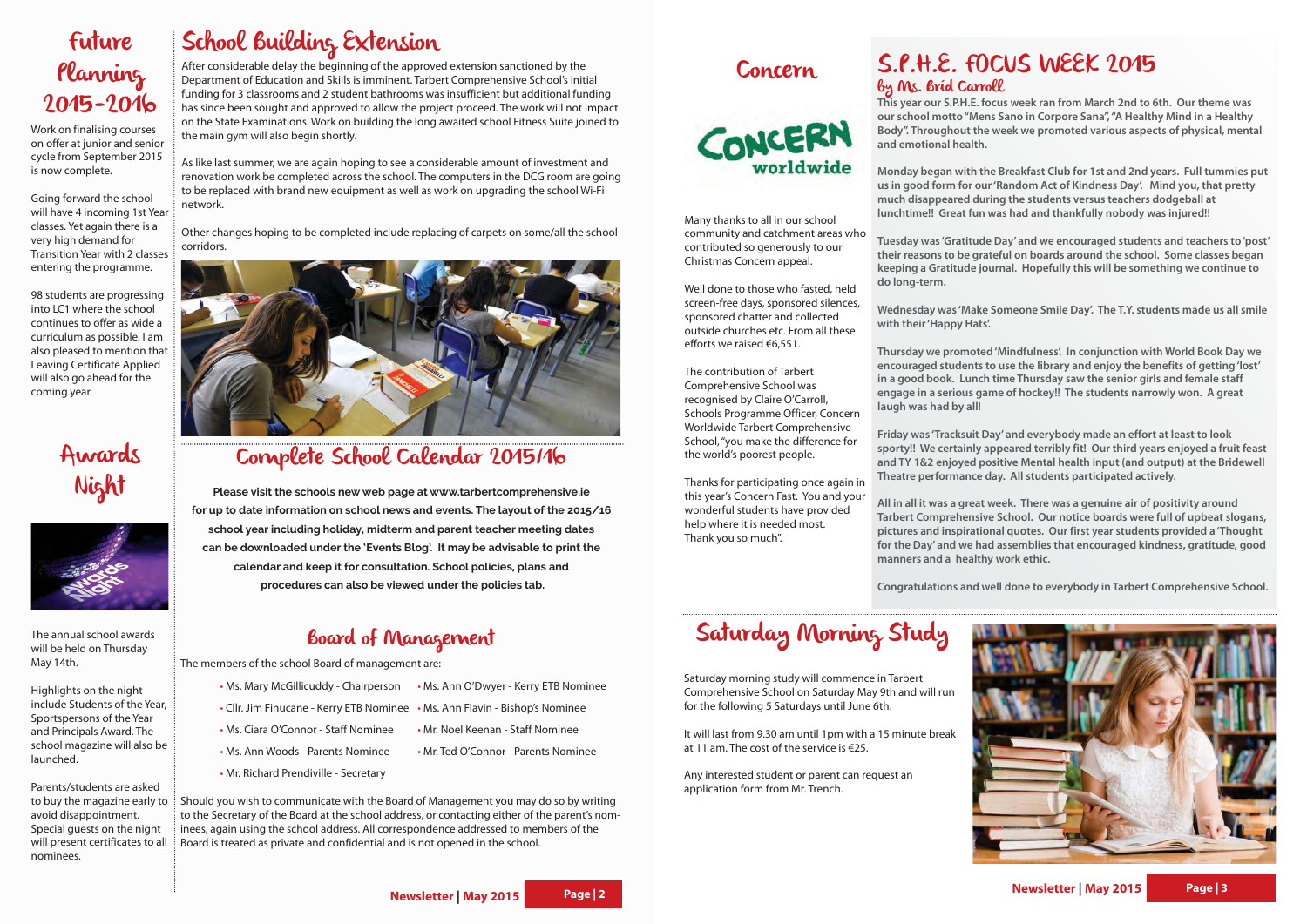# Future Planning 2015-2016

Work on finalising courses on offer at junior and senior cycle from September 2015 is now complete.

Going forward the school will have 4 incoming 1st Year classes. Yet again there is a very high demand for Transition Year with 2 classes entering the programme.

98 students are progressing into LC1 where the school continues to offer as wide a curriculum as possible. I am also pleased to mention that Leaving Certificate Applied will also go ahead for the coming year.

# Awards Night

The annual school awards will be held on Thursday May 14th.

Highlights on the night include Students of the Year, Sportspersons of the Year and Principals Award. The school magazine will also be launched.

Parents/students are asked to buy the magazine early to avoid disappointment. Special guests on the night will present certificates to all nominees.

# School Building Extension

After considerable delay the beginning of the approved extension sanctioned by the Department of Education and Skills is imminent. Tarbert Comprehensive School's initial funding for 3 classrooms and 2 student bathrooms was insufficient but additional funding has since been sought and approved to allow the project proceed. The work will not impact on the State Examinations. Work on building the long awaited school Fitness Suite joined to the main gym will also begin shortly.

As like last summer, we are again hoping to see a considerable amount of investment and renovation work be completed across the school. The computers in the DCG room are going to be replaced with brand new equipment as well as work on upgrading the school Wi-Fi network.

Other changes hoping to be completed include replacing of carpets on some/all the school corridors.

# Complete School Calendar 2015/16

**Please visit the schools new web page at www.tarbertcomprehensive.ie for up to date information on school news and events. The layout of the 2015/16 school year including holiday, midterm and parent teacher meeting dates can be downloaded under the 'Events Blog'. It may be advisable to print the calendar and keep it for consultation. School policies, plans and procedures can also be viewed under the policies tab.**

# Board of Management

The members of the school Board of management are:

- Ms. Mary McGillicuddy - Chairperson
- Ms. Ann O'Dwyer - Kerry ETB Nominee
- Cllr. Jim Finucane - Kerry ETB Nominee
- Ms. Ann Flavin - Bishop's Nominee
- Ms. Ciara O'Connor - Staff Nominee
- Mr. Noel Keenan - Staff Nominee
- Ms. Ann Woods - Parents Nominee
- Mr. Ted O'Connor - Parents Nominee
- Mr. Richard Prendiville - Secretary

Should you wish to communicate with the Board of Management you may do so by writing to the Secretary of the Board at the school address, or contacting either of the parent's nominees, again using the school address. All correspondence addressed to members of the Board is treated as private and confidential and is not opened in the school.

# Concern

Many thanks to all in our school community and catchment areas who contributed so generously to our Christmas Concern appeal.

Well done to those who fasted, held screen-free days, sponsored silences, sponsored chatter and collected outside churches etc. From all these efforts we raised €6,551.

The contribution of Tarbert Comprehensive School was recognised by Claire O'Carroll, Schools Programme Officer, Concern Worldwide Tarbert Comprehensive School, "you make the difference for the world's poorest people.

Thanks for participating once again in this year's Concern Fast. You and your wonderful students have provided help where it is needed most. Thank you so much".

# S.P.H.E. Focus Week 2015

## by Ms. Bríd Carroll

**This year our S.P.H.E. focus week ran from March 2nd to 6th. Our theme was our school motto "Mens Sano in Corpore Sana", "A Healthy Mind in a Healthy Body". Throughout the week we promoted various aspects of physical, mental and emotional health.**

**Monday began with the Breakfast Club for 1st and 2nd years. Full tummies put us in good form for our 'Random Act of Kindness Day'. Mind you, that pretty much disappeared during the students versus teachers dodgeball at lunchtime!! Great fun was had and thankfully nobody was injured!!**

**Tuesday was 'Gratitude Day' and we encouraged students and teachers to 'post' their reasons to be grateful on boards around the school. Some classes began keeping a Gratitude journal. Hopefully this will be something we continue to do long-term.**

**Wednesday was 'Make Someone Smile Day'. The T.Y. students made us all smile with their 'Happy Hats'.**

**Thursday we promoted 'Mindfulness'. In conjunction with World Book Day we encouraged students to use the library and enjoy the benefits of getting 'lost' in a good book. Lunch time Thursday saw the senior girls and female staff engage in a serious game of hockey!! The students narrowly won. A great laugh was had by all!**

**Friday was 'Tracksuit Day' and everybody made an effort at least to look sporty!! We certainly appeared terribly fit! Our third years enjoyed a fruit feast and TY 1&2 enjoyed positive Mental health input (and output) at the Bridewell Theatre performance day. All students participated actively.**

**All in all it was a great week. There was a genuine air of positivity around Tarbert Comprehensive School. Our notice boards were full of upbeat slogans, pictures and inspirational quotes. Our first year students provided a 'Thought for the Day' and we had assemblies that encouraged kindness, gratitude, good manners and a healthy work ethic.**

**Congratulations and well done to everybody in Tarbert Comprehensive School.**

# Saturday Morning Study

Saturday morning study will commence in Tarbert Comprehensive School on Saturday May 9th and will run for the following 5 Saturdays until June 6th.

It will last from 9.30 am until 1pm with a 15 minute break at 11 am. The cost of the service is €25.

Any interested student or parent can request an application form from Mr. Trench.